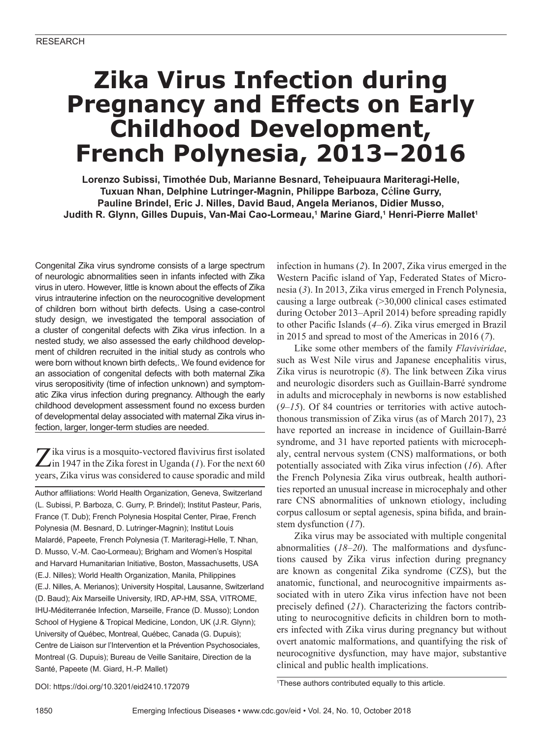RESEARCH

# Zika Virus Infection during Pregnancy and Effects on Early Childhood Development, French Polynesia, 2013–2016

**Lorenzo Subissi, Timothée Dub, Marianne Besnard, Teheipuaura Mariteragi-Helle, Tuxuan Nhan, Delphine Lutringer-Magnin, Philippe Barboza, Céline Gurry, Pauline Brindel, Eric J. Nilles, David Baud, Angela Merianos, Didier Musso, Judith R. Glynn, Gilles Dupuis, Van-Mai Cao-Lormeau,[1] Marine Giard,[1] Henri-Pierre Mallet[1]**

Congenital Zika virus syndrome consists of a large spectrum of neurologic abnormalities seen in infants infected with Zika virus in utero. However, little is known about the effects of Zika virus intrauterine infection on the neurocognitive development of children born without birth defects. Using a case-control study design, we investigated the temporal association of a cluster of congenital defects with Zika virus infection. In a nested study, we also assessed the early childhood development of children recruited in the initial study as controls who were born without known birth defects,. We found evidence for an association of congenital defects with both maternal Zika virus seropositivity (time of infection unknown) and symptomatic Zika virus infection during pregnancy. Although the early childhood development assessment found no excess burden of developmental delay associated with maternal Zika virus infection, larger, longer-term studies are needed.

Zika virus is a mosquito-vectored flavivirus first isolated in 1947 in the Zika forest in Uganda (*1*). For the next 60 years, Zika virus was considered to cause sporadic and mild infection in humans (*2*). In 2007, Zika virus emerged in the Western Pacific island of Yap, Federated States of Micronesia (*3*). In 2013, Zika virus emerged in French Polynesia, causing a large outbreak (>30,000 clinical cases estimated during October 2013–April 2014) before spreading rapidly to other Pacific Islands (*4–6*). Zika virus emerged in Brazil in 2015 and spread to most of the Americas in 2016 (*7*).

Like some other members of the family *Flaviviridae*, such as West Nile virus and Japanese encephalitis virus, Zika virus is neurotropic (*8*). The link between Zika virus and neurologic disorders such as Guillain-Barré syndrome in adults and microcephaly in newborns is now established (*9–15*). Of 84 countries or territories with active autochthonous transmission of Zika virus (as of March 2017), 23 have reported an increase in incidence of Guillain-Barré syndrome, and 31 have reported patients with microcephaly, central nervous system (CNS) malformations, or both potentially associated with Zika virus infection (*16*). After the French Polynesia Zika virus outbreak, health authorities reported an unusual increase in microcephaly and other rare CNS abnormalities of unknown etiology, including corpus callosum or septal agenesis, spina bifida, and brainstem dysfunction (*17*).

Zika virus may be associated with multiple congenital abnormalities (*18–20*). The malformations and dysfunctions caused by Zika virus infection during pregnancy are known as congenital Zika syndrome (CZS), but the anatomic, functional, and neurocognitive impairments associated with in utero Zika virus infection have not been precisely defined (*21*). Characterizing the factors contributing to neurocognitive deficits in children born to mothers infected with Zika virus during pregnancy but without overt anatomic malformations, and quantifying the risk of neurocognitive dysfunction, may have major, substantive clinical and public health implications.

Author affiliations: World Health Organization, Geneva, Switzerland (L. Subissi, P. Barboza, C. Gurry, P. Brindel); Institut Pasteur, Paris, France (T. Dub); French Polynesia Hospital Center, Pirae, French Polynesia (M. Besnard, D. Lutringer-Magnin); Institut Louis Malardé, Papeete, French Polynesia (T. Mariteragi-Helle, T. Nhan, D. Musso, V.-M. Cao-Lormeau); Brigham and Women's Hospital and Harvard Humanitarian Initiative, Boston, Massachusetts, USA (E.J. Nilles); World Health Organization, Manila, Philippines (E.J. Nilles, A. Merianos); University Hospital, Lausanne, Switzerland (D. Baud); Aix Marseille University, IRD, AP-HM, SSA, VITROME, IHU-Méditerranée Infection, Marseille, France (D. Musso); London School of Hygiene & Tropical Medicine, London, UK (J.R. Glynn); University of Québec, Montreal, Québec, Canada (G. Dupuis); Centre de Liaison sur l'Intervention et la Prévention Psychosociales, Montreal (G. Dupuis); Bureau de Veille Sanitaire, Direction de la Santé, Papeete (M. Giard, H.-P. Mallet)

DOI: https://doi.org/10.3201/eid2410.172079

[1]These authors contributed equally to this article.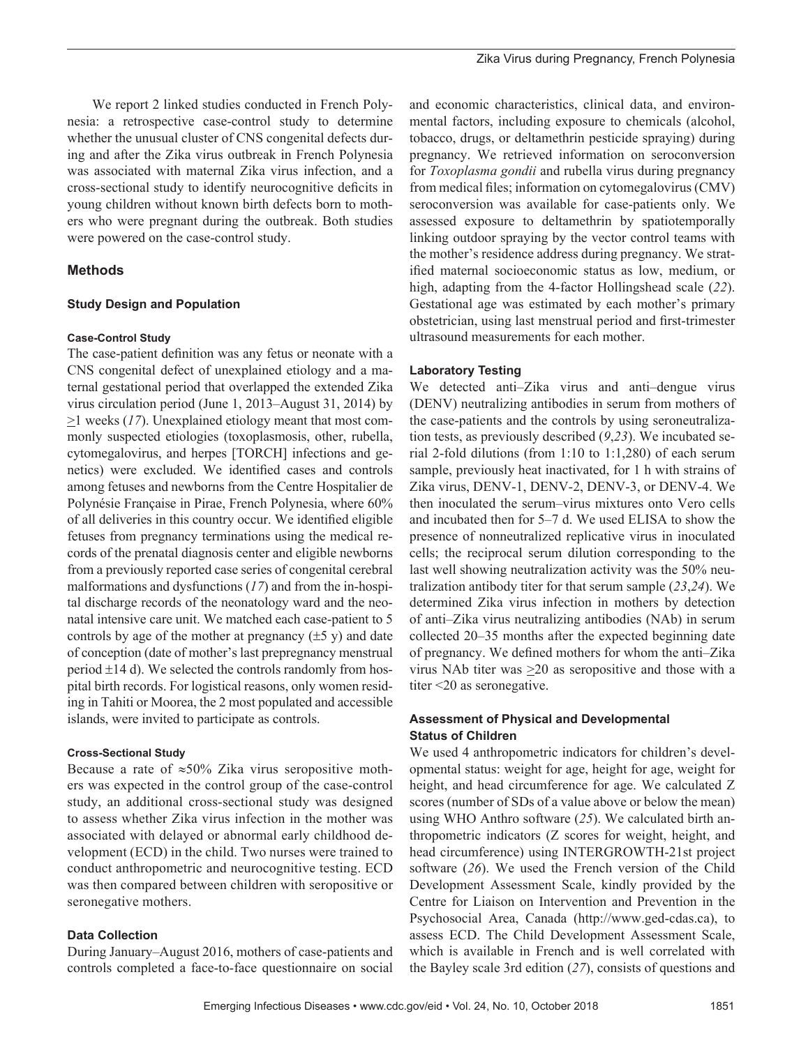We report 2 linked studies conducted in French Polynesia: a retrospective case-control study to determine whether the unusual cluster of CNS congenital defects during and after the Zika virus outbreak in French Polynesia was associated with maternal Zika virus infection, and a cross-sectional study to identify neurocognitive deficits in young children without known birth defects born to mothers who were pregnant during the outbreak. Both studies were powered on the case-control study.

## Methods

### Study Design and Population

#### Case-Control Study

The case-patient definition was any fetus or neonate with a CNS congenital defect of unexplained etiology and a maternal gestational period that overlapped the extended Zika virus circulation period (June 1, 2013–August 31, 2014) by ≥1 weeks (*17*). Unexplained etiology meant that most commonly suspected etiologies (toxoplasmosis, other, rubella, cytomegalovirus, and herpes [TORCH] infections and genetics) were excluded. We identified cases and controls among fetuses and newborns from the Centre Hospitalier de Polynésie Française in Pirae, French Polynesia, where 60% of all deliveries in this country occur. We identified eligible fetuses from pregnancy terminations using the medical records of the prenatal diagnosis center and eligible newborns from a previously reported case series of congenital cerebral malformations and dysfunctions (*17*) and from the in-hospital discharge records of the neonatology ward and the neonatal intensive care unit. We matched each case-patient to 5 controls by age of the mother at pregnancy (±5 y) and date of conception (date of mother's last prepregnancy menstrual period ±14 d). We selected the controls randomly from hospital birth records. For logistical reasons, only women residing in Tahiti or Moorea, the 2 most populated and accessible islands, were invited to participate as controls.

#### Cross-Sectional Study

Because a rate of ≈50% Zika virus seropositive mothers was expected in the control group of the case-control study, an additional cross-sectional study was designed to assess whether Zika virus infection in the mother was associated with delayed or abnormal early childhood development (ECD) in the child. Two nurses were trained to conduct anthropometric and neurocognitive testing. ECD was then compared between children with seropositive or seronegative mothers.

### Data Collection

During January–August 2016, mothers of case-patients and controls completed a face-to-face questionnaire on social and economic characteristics, clinical data, and environmental factors, including exposure to chemicals (alcohol, tobacco, drugs, or deltamethrin pesticide spraying) during pregnancy. We retrieved information on seroconversion for *Toxoplasma gondii* and rubella virus during pregnancy from medical files; information on cytomegalovirus (CMV) seroconversion was available for case-patients only. We assessed exposure to deltamethrin by spatiotemporally linking outdoor spraying by the vector control teams with the mother's residence address during pregnancy. We stratified maternal socioeconomic status as low, medium, or high, adapting from the 4-factor Hollingshead scale (*22*). Gestational age was estimated by each mother's primary obstetrician, using last menstrual period and first-trimester ultrasound measurements for each mother.

### Laboratory Testing

We detected anti–Zika virus and anti–dengue virus (DENV) neutralizing antibodies in serum from mothers of the case-patients and the controls by using seroneutralization tests, as previously described (*9*,*23*). We incubated serial 2-fold dilutions (from 1:10 to 1:1,280) of each serum sample, previously heat inactivated, for 1 h with strains of Zika virus, DENV-1, DENV-2, DENV-3, or DENV-4. We then inoculated the serum–virus mixtures onto Vero cells and incubated then for 5–7 d. We used ELISA to show the presence of nonneutralized replicative virus in inoculated cells; the reciprocal serum dilution corresponding to the last well showing neutralization activity was the 50% neutralization antibody titer for that serum sample (*23*,*24*). We determined Zika virus infection in mothers by detection of anti–Zika virus neutralizing antibodies (NAb) in serum collected 20–35 months after the expected beginning date of pregnancy. We defined mothers for whom the anti–Zika virus NAb titer was ≥20 as seropositive and those with a titer <20 as seronegative.

### Assessment of Physical and Developmental Status of Children

We used 4 anthropometric indicators for children's developmental status: weight for age, height for age, weight for height, and head circumference for age. We calculated Z scores (number of SDs of a value above or below the mean) using WHO Anthro software (*25*). We calculated birth anthropometric indicators (Z scores for weight, height, and head circumference) using INTERGROWTH-21st project software (*26*). We used the French version of the Child Development Assessment Scale, kindly provided by the Centre for Liaison on Intervention and Prevention in the Psychosocial Area, Canada (http://www.ged-cdas.ca), to assess ECD. The Child Development Assessment Scale, which is available in French and is well correlated with the Bayley scale 3rd edition (*27*), consists of questions and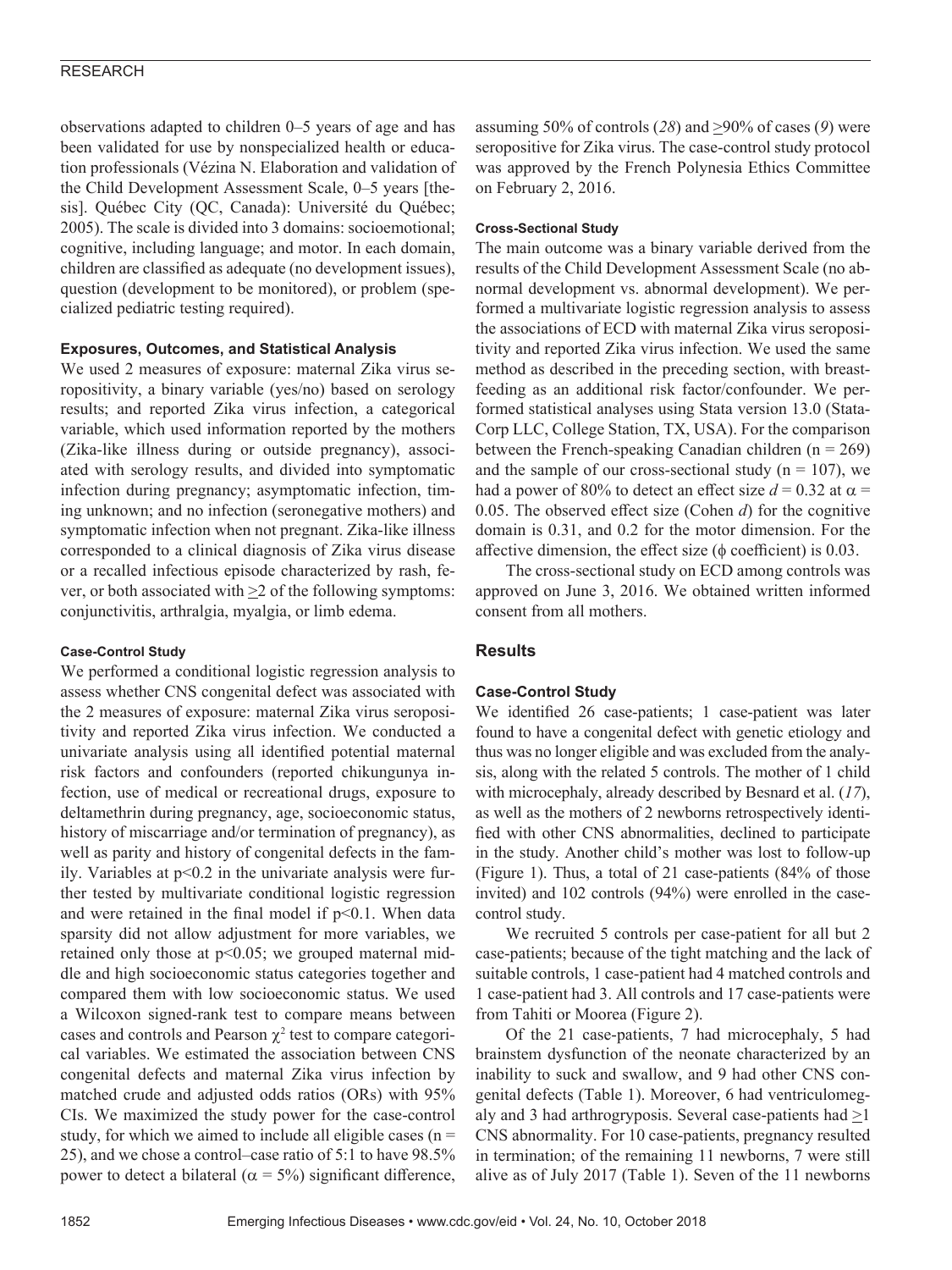observations adapted to children 0–5 years of age and has been validated for use by nonspecialized health or education professionals (Vézina N. Elaboration and validation of the Child Development Assessment Scale, 0–5 years [thesis]. Québec City (QC, Canada): Université du Québec; 2005). The scale is divided into 3 domains: socioemotional; cognitive, including language; and motor. In each domain, children are classified as adequate (no development issues), question (development to be monitored), or problem (specialized pediatric testing required).

### Exposures, Outcomes, and Statistical Analysis

We used 2 measures of exposure: maternal Zika virus seropositivity, a binary variable (yes/no) based on serology results; and reported Zika virus infection, a categorical variable, which used information reported by the mothers (Zika-like illness during or outside pregnancy), associated with serology results, and divided into symptomatic infection during pregnancy; asymptomatic infection, timing unknown; and no infection (seronegative mothers) and symptomatic infection when not pregnant. Zika-like illness corresponded to a clinical diagnosis of Zika virus disease or a recalled infectious episode characterized by rash, fever, or both associated with $\geq$2 of the following symptoms: conjunctivitis, arthralgia, myalgia, or limb edema.

#### Case-Control Study

We performed a conditional logistic regression analysis to assess whether CNS congenital defect was associated with the 2 measures of exposure: maternal Zika virus seropositivity and reported Zika virus infection. We conducted a univariate analysis using all identified potential maternal risk factors and confounders (reported chikungunya infection, use of medical or recreational drugs, exposure to deltamethrin during pregnancy, age, socioeconomic status, history of miscarriage and/or termination of pregnancy), as well as parity and history of congenital defects in the family. Variables at $p<0.2$ in the univariate analysis were further tested by multivariate conditional logistic regression and were retained in the final model if $p<0.1$. When data sparsity did not allow adjustment for more variables, we retained only those at $p<0.05$; we grouped maternal middle and high socioeconomic status categories together and compared them with low socioeconomic status. We used a Wilcoxon signed-rank test to compare means between cases and controls and Pearson $\chi^2$ test to compare categorical variables. We estimated the association between CNS congenital defects and maternal Zika virus infection by matched crude and adjusted odds ratios (ORs) with 95% CIs. We maximized the study power for the case-control study, for which we aimed to include all eligible cases ($n = 25$), and we chose a control–case ratio of 5:1 to have 98.5% power to detect a bilateral ($\alpha = 5\%$) significant difference, assuming 50% of controls (*28*) and $\geq$90% of cases (*9*) were seropositive for Zika virus. The case-control study protocol was approved by the French Polynesia Ethics Committee on February 2, 2016.

#### Cross-Sectional Study

The main outcome was a binary variable derived from the results of the Child Development Assessment Scale (no abnormal development vs. abnormal development). We performed a multivariate logistic regression analysis to assess the associations of ECD with maternal Zika virus seropositivity and reported Zika virus infection. We used the same method as described in the preceding section, with breastfeeding as an additional risk factor/confounder. We performed statistical analyses using Stata version 13.0 (StataCorp LLC, College Station, TX, USA). For the comparison between the French-speaking Canadian children ($n = 269$) and the sample of our cross-sectional study ($n = 107$), we had a power of 80% to detect an effect size $d = 0.32$ at $\alpha = 0.05$. The observed effect size (Cohen $d$) for the cognitive domain is 0.31, and 0.2 for the motor dimension. For the affective dimension, the effect size ($\phi$ coefficient) is 0.03.

The cross-sectional study on ECD among controls was approved on June 3, 2016. We obtained written informed consent from all mothers.

## Results

### Case-Control Study

We identified 26 case-patients; 1 case-patient was later found to have a congenital defect with genetic etiology and thus was no longer eligible and was excluded from the analysis, along with the related 5 controls. The mother of 1 child with microcephaly, already described by Besnard et al. (*17*), as well as the mothers of 2 newborns retrospectively identified with other CNS abnormalities, declined to participate in the study. Another child's mother was lost to follow-up (Figure 1). Thus, a total of 21 case-patients (84% of those invited) and 102 controls (94%) were enrolled in the case-control study.

We recruited 5 controls per case-patient for all but 2 case-patients; because of the tight matching and the lack of suitable controls, 1 case-patient had 4 matched controls and 1 case-patient had 3. All controls and 17 case-patients were from Tahiti or Moorea (Figure 2).

Of the 21 case-patients, 7 had microcephaly, 5 had brainstem dysfunction of the neonate characterized by an inability to suck and swallow, and 9 had other CNS congenital defects (Table 1). Moreover, 6 had ventriculomegaly and 3 had arthrogryposis. Several case-patients had $\geq$1 CNS abnormality. For 10 case-patients, pregnancy resulted in termination; of the remaining 11 newborns, 7 were still alive as of July 2017 (Table 1). Seven of the 11 newborns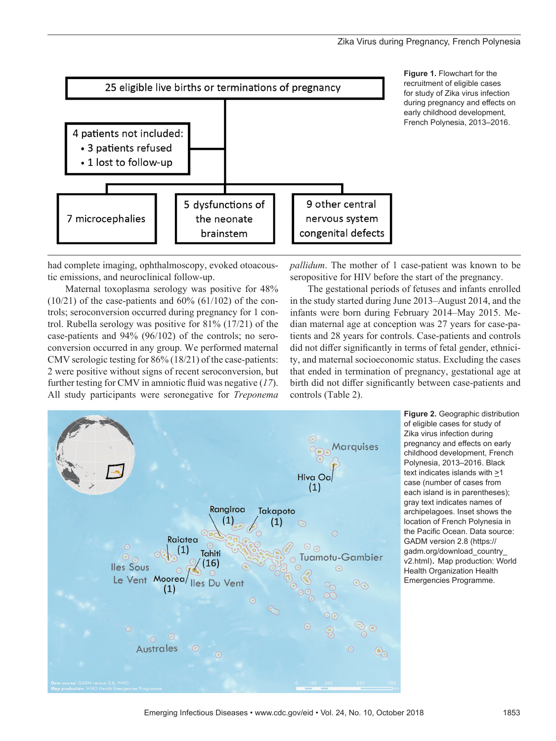**Figure 1.** Flowchart for the recruitment of eligible cases for study of Zika virus infection during pregnancy and effects on early childhood development, French Polynesia, 2013–2016.

had complete imaging, ophthalmoscopy, evoked otoacoustic emissions, and neuroclinical follow-up.

Maternal toxoplasma serology was positive for 48% (10/21) of the case-patients and 60% (61/102) of the controls; seroconversion occurred during pregnancy for 1 control. Rubella serology was positive for 81% (17/21) of the case-patients and 94% (96/102) of the controls; no seroconversion occurred in any group. We performed maternal CMV serologic testing for 86% (18/21) of the case-patients: 2 were positive without signs of recent seroconversion, but further testing for CMV in amniotic fluid was negative (*17*). All study participants were seronegative for *Treponema pallidum*. The mother of 1 case-patient was known to be seropositive for HIV before the start of the pregnancy.

The gestational periods of fetuses and infants enrolled in the study started during June 2013–August 2014, and the infants were born during February 2014–May 2015. Median maternal age at conception was 27 years for case-patients and 28 years for controls. Case-patients and controls did not differ significantly in terms of fetal gender, ethnicity, and maternal socioeconomic status. Excluding the cases that ended in termination of pregnancy, gestational age at birth did not differ significantly between case-patients and controls (Table 2).

**Figure 2.** Geographic distribution of eligible cases for study of Zika virus infection during pregnancy and effects on early childhood development, French Polynesia, 2013–2016. Black text indicates islands with ≥1 case (number of cases from each island is in parentheses); gray text indicates names of archipelagoes. Inset shows the location of French Polynesia in the Pacific Ocean. Data source: GADM version 2.8 (https://gadm.org/download_country_v2.html). Map production: World Health Organization Health Emergencies Programme.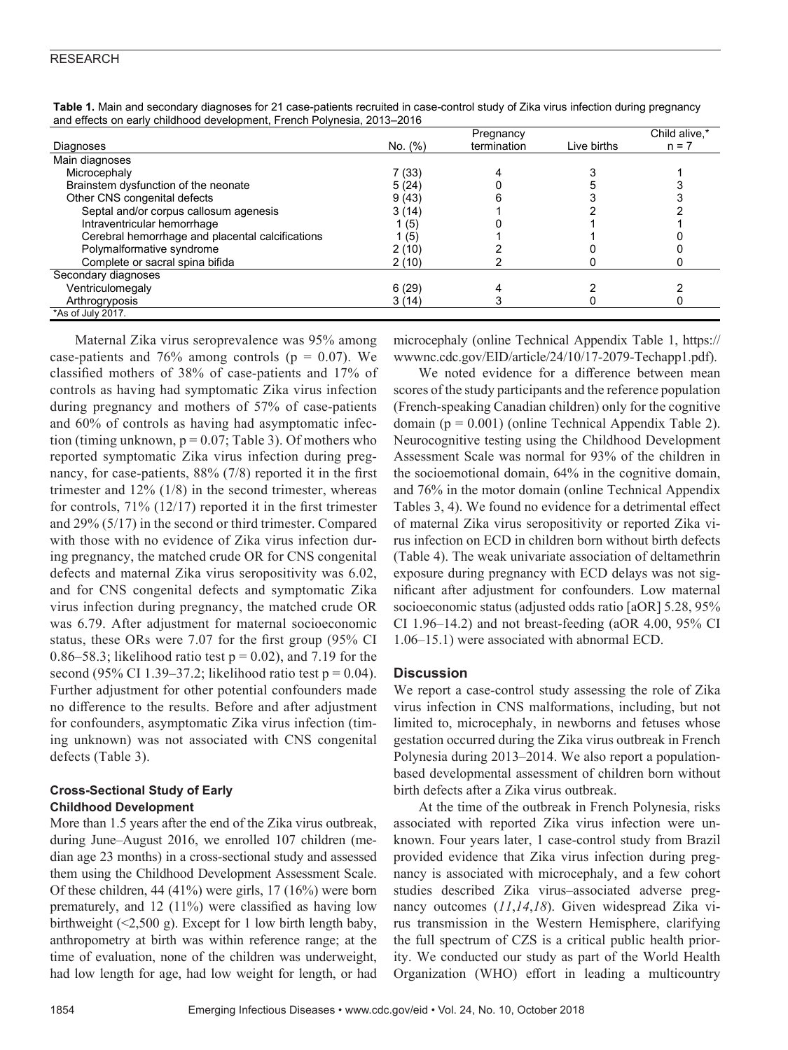**Table 1.** Main and secondary diagnoses for 21 case-patients recruited in case-control study of Zika virus infection during pregnancy and effects on early childhood development, French Polynesia, 2013–2016

| Diagnoses | No. (%) | Pregnancy termination | Live births | Child alive,* n = 7 |
|---|---|---|---|---|
| Main diagnoses | | | | |
| Microcephaly | 7 (33) | 4 | 3 | 1 |
| Brainstem dysfunction of the neonate | 5 (24) | 0 | 5 | 3 |
| Other CNS congenital defects | 9 (43) | 6 | 3 | 3 |
| Septal and/or corpus callosum agenesis | 3 (14) | 1 | 2 | 2 |
| Intraventricular hemorrhage | 1 (5) | 0 | 1 | 1 |
| Cerebral hemorrhage and placental calcifications | 1 (5) | 1 | 1 | 0 |
| Polymalformative syndrome | 2 (10) | 2 | 0 | 0 |
| Complete or sacral spina bifida | 2 (10) | 2 | 0 | 0 |
| Secondary diagnoses | | | | |
| Ventriculomegaly | 6 (29) | 4 | 2 | 2 |
| Arthrogryposis | 3 (14) | 3 | 0 | 0 |

*As of July 2017.

Maternal Zika virus seroprevalence was 95% among case-patients and 76% among controls ($p = 0.07$). We classified mothers of 38% of case-patients and 17% of controls as having had symptomatic Zika virus infection during pregnancy and mothers of 57% of case-patients and 60% of controls as having had asymptomatic infection (timing unknown, $p = 0.07$; Table 3). Of mothers who reported symptomatic Zika virus infection during pregnancy, for case-patients, 88% (7/8) reported it in the first trimester and 12% (1/8) in the second trimester, whereas for controls, 71% (12/17) reported it in the first trimester and 29% (5/17) in the second or third trimester. Compared with those with no evidence of Zika virus infection during pregnancy, the matched crude OR for CNS congenital defects and maternal Zika virus seropositivity was 6.02, and for CNS congenital defects and symptomatic Zika virus infection during pregnancy, the matched crude OR was 6.79. After adjustment for maternal socioeconomic status, these ORs were 7.07 for the first group (95% CI 0.86–58.3; likelihood ratio test $p = 0.02$), and 7.19 for the second (95% CI 1.39–37.2; likelihood ratio test $p = 0.04$). Further adjustment for other potential confounders made no difference to the results. Before and after adjustment for confounders, asymptomatic Zika virus infection (timing unknown) was not associated with CNS congenital defects (Table 3).

### Cross-Sectional Study of Early Childhood Development

More than 1.5 years after the end of the Zika virus outbreak, during June–August 2016, we enrolled 107 children (median age 23 months) in a cross-sectional study and assessed them using the Childhood Development Assessment Scale. Of these children, 44 (41%) were girls, 17 (16%) were born prematurely, and 12 (11%) were classified as having low birthweight (<2,500 g). Except for 1 low birth length baby, anthropometry at birth was within reference range; at the time of evaluation, none of the children was underweight, had low length for age, had low weight for length, or had microcephaly (online Technical Appendix Table 1, https://wwwnc.cdc.gov/EID/article/24/10/17-2079-Techapp1.pdf).

We noted evidence for a difference between mean scores of the study participants and the reference population (French-speaking Canadian children) only for the cognitive domain ($p = 0.001$) (online Technical Appendix Table 2). Neurocognitive testing using the Childhood Development Assessment Scale was normal for 93% of the children in the socioemotional domain, 64% in the cognitive domain, and 76% in the motor domain (online Technical Appendix Tables 3, 4). We found no evidence for a detrimental effect of maternal Zika virus seropositivity or reported Zika virus infection on ECD in children born without birth defects (Table 4). The weak univariate association of deltamethrin exposure during pregnancy with ECD delays was not significant after adjustment for confounders. Low maternal socioeconomic status (adjusted odds ratio [aOR] 5.28, 95% CI 1.96–14.2) and not breast-feeding (aOR 4.00, 95% CI 1.06–15.1) were associated with abnormal ECD.

## Discussion

We report a case-control study assessing the role of Zika virus infection in CNS malformations, including, but not limited to, microcephaly, in newborns and fetuses whose gestation occurred during the Zika virus outbreak in French Polynesia during 2013–2014. We also report a population-based developmental assessment of children born without birth defects after a Zika virus outbreak.

At the time of the outbreak in French Polynesia, risks associated with reported Zika virus infection were unknown. Four years later, 1 case-control study from Brazil provided evidence that Zika virus infection during pregnancy is associated with microcephaly, and a few cohort studies described Zika virus–associated adverse pregnancy outcomes (*11*,*14*,*18*). Given widespread Zika virus transmission in the Western Hemisphere, clarifying the full spectrum of CZS is a critical public health priority. We conducted our study as part of the World Health Organization (WHO) effort in leading a multicountry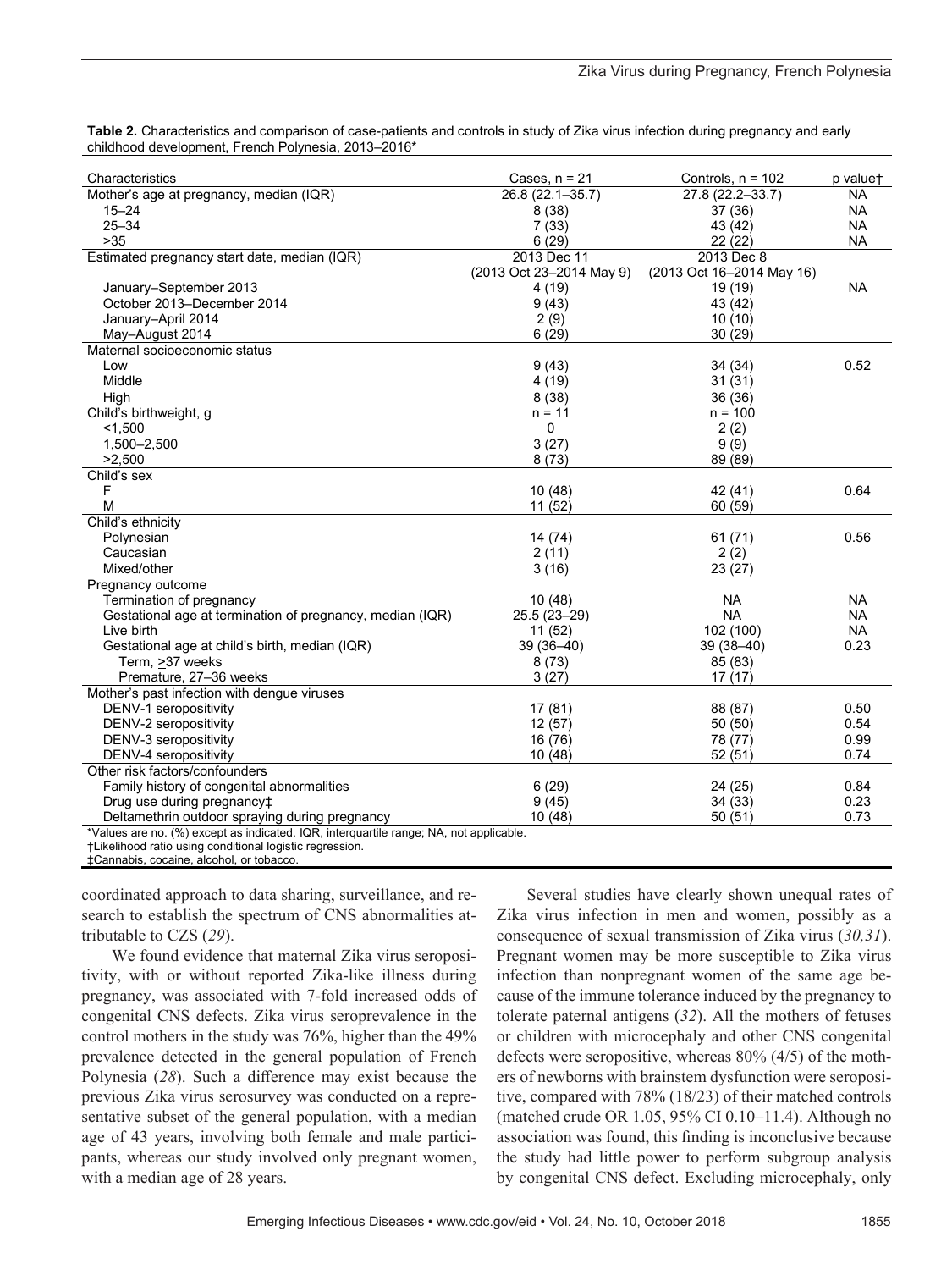**Table 2.** Characteristics and comparison of case-patients and controls in study of Zika virus infection during pregnancy and early childhood development, French Polynesia, 2013–2016*

| Characteristics | Cases, n = 21 | Controls, n = 102 | p value† |
|---|---|---|---|
| Mother's age at pregnancy, median (IQR) | 26.8 (22.1–35.7) | 27.8 (22.2–33.7) | NA |
| 15–24 | 8 (38) | 37 (36) | NA |
| 25–34 | 7 (33) | 43 (42) | NA |
| >35 | 6 (29) | 22 (22) | NA |
| Estimated pregnancy start date, median (IQR) | 2013 Dec 11 (2013 Oct 23–2014 May 9) | 2013 Dec 8 (2013 Oct 16–2014 May 16) | |
| January–September 2013 | 4 (19) | 19 (19) | NA |
| October 2013–December 2014 | 9 (43) | 43 (42) | |
| January–April 2014 | 2 (9) | 10 (10) | |
| May–August 2014 | 6 (29) | 30 (29) | |
| Maternal socioeconomic status | | | |
| Low | 9 (43) | 34 (34) | 0.52 |
| Middle | 4 (19) | 31 (31) | |
| High | 8 (38) | 36 (36) | |
| Child's birthweight, g | n = 11 | n = 100 | |
| <1,500 | 0 | 2 (2) | |
| 1,500–2,500 | 3 (27) | 9 (9) | |
| >2,500 | 8 (73) | 89 (89) | |
| Child's sex | | | |
| F | 10 (48) | 42 (41) | 0.64 |
| M | 11 (52) | 60 (59) | |
| Child's ethnicity | | | |
| Polynesian | 14 (74) | 61 (71) | 0.56 |
| Caucasian | 2 (11) | 2 (2) | |
| Mixed/other | 3 (16) | 23 (27) | |
| Pregnancy outcome | | | |
| Termination of pregnancy | 10 (48) | NA | NA |
| Gestational age at termination of pregnancy, median (IQR) | 25.5 (23–29) | NA | NA |
| Live birth | 11 (52) | 102 (100) | NA |
| Gestational age at child's birth, median (IQR) | 39 (36–40) | 39 (38–40) | 0.23 |
| Term, ≥37 weeks | 8 (73) | 85 (83) | |
| Premature, 27–36 weeks | 3 (27) | 17 (17) | |
| Mother's past infection with dengue viruses | | | |
| DENV-1 seropositivity | 17 (81) | 88 (87) | 0.50 |
| DENV-2 seropositivity | 12 (57) | 50 (50) | 0.54 |
| DENV-3 seropositivity | 16 (76) | 78 (77) | 0.99 |
| DENV-4 seropositivity | 10 (48) | 52 (51) | 0.74 |
| Other risk factors/confounders | | | |
| Family history of congenital abnormalities | 6 (29) | 24 (25) | 0.84 |
| Drug use during pregnancy‡ | 9 (45) | 34 (33) | 0.23 |
| Deltamethrin outdoor spraying during pregnancy | 10 (48) | 50 (51) | 0.73 |

*Values are no. (%) except as indicated. IQR, interquartile range; NA, not applicable.
†Likelihood ratio using conditional logistic regression.
‡Cannabis, cocaine, alcohol, or tobacco.

coordinated approach to data sharing, surveillance, and research to establish the spectrum of CNS abnormalities attributable to CZS (*29*).

We found evidence that maternal Zika virus seropositivity, with or without reported Zika-like illness during pregnancy, was associated with 7-fold increased odds of congenital CNS defects. Zika virus seroprevalence in the control mothers in the study was 76%, higher than the 49% prevalence detected in the general population of French Polynesia (*28*). Such a difference may exist because the previous Zika virus serosurvey was conducted on a representative subset of the general population, with a median age of 43 years, involving both female and male participants, whereas our study involved only pregnant women, with a median age of 28 years.

Several studies have clearly shown unequal rates of Zika virus infection in men and women, possibly as a consequence of sexual transmission of Zika virus (*30,31*). Pregnant women may be more susceptible to Zika virus infection than nonpregnant women of the same age because of the immune tolerance induced by the pregnancy to tolerate paternal antigens (*32*). All the mothers of fetuses or children with microcephaly and other CNS congenital defects were seropositive, whereas 80% (4/5) of the mothers of newborns with brainstem dysfunction were seropositive, compared with 78% (18/23) of their matched controls (matched crude OR 1.05, 95% CI 0.10–11.4). Although no association was found, this finding is inconclusive because the study had little power to perform subgroup analysis by congenital CNS defect. Excluding microcephaly, only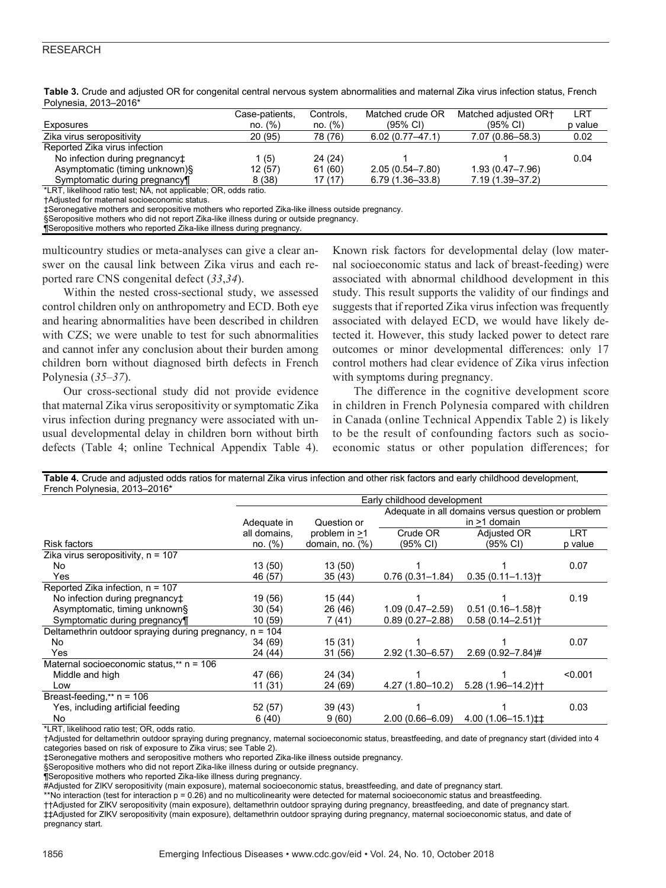**Table 3.** Crude and adjusted OR for congenital central nervous system abnormalities and maternal Zika virus infection status, French Polynesia, 2013–2016*

| Exposures | Case-patients, no. (%) | Controls, no. (%) | Matched crude OR (95% CI) | Matched adjusted OR† (95% CI) | LRT p value |
|---|---|---|---|---|---|
| Zika virus seropositivity | 20 (95) | 78 (76) | 6.02 (0.77–47.1) | 7.07 (0.86–58.3) | 0.02 |
| Reported Zika virus infection | | | | | |
| No infection during pregnancy‡ | 1 (5) | 24 (24) | 1 | 1 | 0.04 |
| Asymptomatic (timing unknown)§ | 12 (57) | 61 (60) | 2.05 (0.54–7.80) | 1.93 (0.47–7.96) | |
| Symptomatic during pregnancy¶ | 8 (38) | 17 (17) | 6.79 (1.36–33.8) | 7.19 (1.39–37.2) | |

*LRT, likelihood ratio test; NA, not applicable; OR, odds ratio.
†Adjusted for maternal socioeconomic status.
‡Seronegative mothers and seropositive mothers who reported Zika-like illness outside pregnancy.
§Seropositive mothers who did not report Zika-like illness during or outside pregnancy.
¶Seropositive mothers who reported Zika-like illness during pregnancy.

multicountry studies or meta-analyses can give a clear answer on the causal link between Zika virus and each reported rare CNS congenital defect (*33*,*34*).

Within the nested cross-sectional study, we assessed control children only on anthropometry and ECD. Both eye and hearing abnormalities have been described in children with CZS; we were unable to test for such abnormalities and cannot infer any conclusion about their burden among children born without diagnosed birth defects in French Polynesia (*35*–*37*).

Our cross-sectional study did not provide evidence that maternal Zika virus seropositivity or symptomatic Zika virus infection during pregnancy were associated with unusual developmental delay in children born without birth defects (Table 4; online Technical Appendix Table 4). Known risk factors for developmental delay (low maternal socioeconomic status and lack of breast-feeding) were associated with abnormal childhood development in this study. This result supports the validity of our findings and suggests that if reported Zika virus infection was frequently associated with delayed ECD, we would have likely detected it. However, this study lacked power to detect rare outcomes or minor developmental differences: only 17 control mothers had clear evidence of Zika virus infection with symptoms during pregnancy.

The difference in the cognitive development score in children in French Polynesia compared with children in Canada (online Technical Appendix Table 2) is likely to be the result of confounding factors such as socioeconomic status or other population differences; for

**Table 4.** Crude and adjusted odds ratios for maternal Zika virus infection and other risk factors and early childhood development, French Polynesia, 2013–2016*

| | Early childhood development | | | | |
|---|---|---|---|---|---|
| | | | Adequate in all domains versus question or problem in ≥1 domain | | |
| Risk factors | Adequate in all domains, no. (%) | Question or problem in ≥1 domain, no. (%) | Crude OR (95% CI) | Adjusted OR (95% CI) | LRT p value |
| Zika virus seropositivity, n = 107 | | | | | |
| No | 13 (50) | 13 (50) | 1 | 1 | 0.07 |
| Yes | 46 (57) | 35 (43) | 0.76 (0.31–1.84) | 0.35 (0.11–1.13)† | |
| Reported Zika infection, n = 107 | | | | | |
| No infection during pregnancy‡ | 19 (56) | 15 (44) | 1 | 1 | 0.19 |
| Asymptomatic, timing unknown§ | 30 (54) | 26 (46) | 1.09 (0.47–2.59) | 0.51 (0.16–1.58)† | |
| Symptomatic during pregnancy¶ | 10 (59) | 7 (41) | 0.89 (0.27–2.88) | 0.58 (0.14–2.51)† | |
| Deltamethrin outdoor spraying during pregnancy, n = 104 | | | | | |
| No | 34 (69) | 15 (31) | 1 | 1 | 0.07 |
| Yes | 24 (44) | 31 (56) | 2.92 (1.30–6.57) | 2.69 (0.92–7.84)# | |
| Maternal socioeconomic status,** n = 106 | | | | | |
| Middle and high | 47 (66) | 24 (34) | 1 | 1 | <0.001 |
| Low | 11 (31) | 24 (69) | 4.27 (1.80–10.2) | 5.28 (1.96–14.2)†† | |
| Breast-feeding,** n = 106 | | | | | |
| Yes, including artificial feeding | 52 (57) | 39 (43) | 1 | 1 | 0.03 |
| No | 6 (40) | 9 (60) | 2.00 (0.66–6.09) | 4.00 (1.06–15.1)‡‡ | |

*LRT, likelihood ratio test; OR, odds ratio.
†Adjusted for deltamethrin outdoor spraying during pregnancy, maternal socioeconomic status, breastfeeding, and date of pregnancy start (divided into 4 categories based on risk of exposure to Zika virus; see Table 2).
‡Seronegative mothers and seropositive mothers who reported Zika-like illness outside pregnancy.
§Seropositive mothers who did not report Zika-like illness during or outside pregnancy.
¶Seropositive mothers who reported Zika-like illness during pregnancy.
#Adjusted for ZIKV seropositivity (main exposure), maternal socioeconomic status, breastfeeding, and date of pregnancy start.
**No interaction (test for interaction p = 0.26) and no multicolinearity were detected for maternal socioeconomic status and breastfeeding.
††Adjusted for ZIKV seropositivity (main exposure), deltamethrin outdoor spraying during pregnancy, breastfeeding, and date of pregnancy start.
‡‡Adjusted for ZIKV seropositivity (main exposure), deltamethrin outdoor spraying during pregnancy, maternal socioeconomic status, and date of pregnancy start.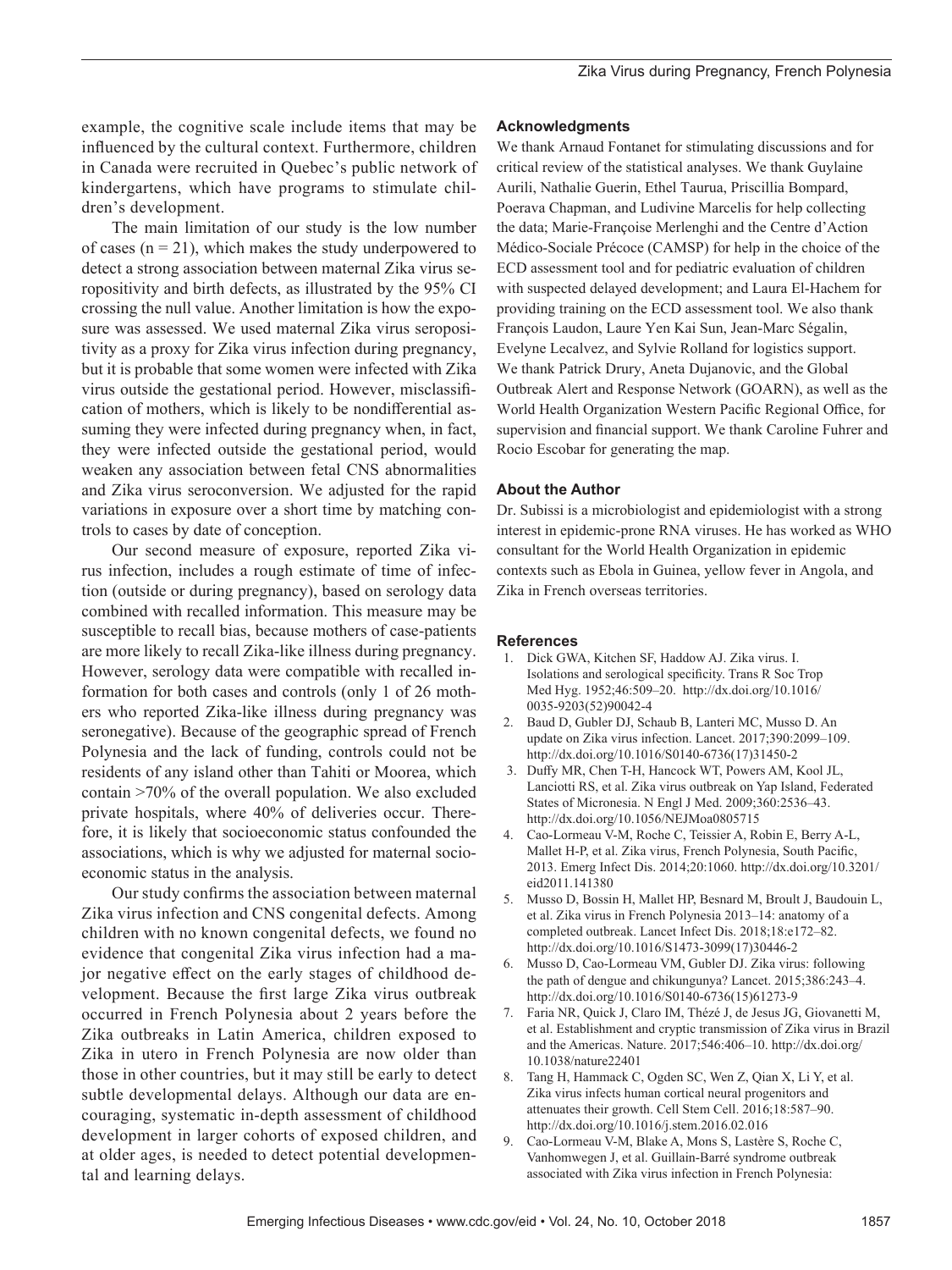example, the cognitive scale include items that may be influenced by the cultural context. Furthermore, children in Canada were recruited in Quebec's public network of kindergartens, which have programs to stimulate children's development.

The main limitation of our study is the low number of cases (n = 21), which makes the study underpowered to detect a strong association between maternal Zika virus seropositivity and birth defects, as illustrated by the 95% CI crossing the null value. Another limitation is how the exposure was assessed. We used maternal Zika virus seropositivity as a proxy for Zika virus infection during pregnancy, but it is probable that some women were infected with Zika virus outside the gestational period. However, misclassification of mothers, which is likely to be nondifferential assuming they were infected during pregnancy when, in fact, they were infected outside the gestational period, would weaken any association between fetal CNS abnormalities and Zika virus seroconversion. We adjusted for the rapid variations in exposure over a short time by matching controls to cases by date of conception.

Our second measure of exposure, reported Zika virus infection, includes a rough estimate of time of infection (outside or during pregnancy), based on serology data combined with recalled information. This measure may be susceptible to recall bias, because mothers of case-patients are more likely to recall Zika-like illness during pregnancy. However, serology data were compatible with recalled information for both cases and controls (only 1 of 26 mothers who reported Zika-like illness during pregnancy was seronegative). Because of the geographic spread of French Polynesia and the lack of funding, controls could not be residents of any island other than Tahiti or Moorea, which contain >70% of the overall population. We also excluded private hospitals, where 40% of deliveries occur. Therefore, it is likely that socioeconomic status confounded the associations, which is why we adjusted for maternal socioeconomic status in the analysis.

Our study confirms the association between maternal Zika virus infection and CNS congenital defects. Among children with no known congenital defects, we found no evidence that congenital Zika virus infection had a major negative effect on the early stages of childhood development. Because the first large Zika virus outbreak occurred in French Polynesia about 2 years before the Zika outbreaks in Latin America, children exposed to Zika in utero in French Polynesia are now older than those in other countries, but it may still be early to detect subtle developmental delays. Although our data are encouraging, systematic in-depth assessment of childhood development in larger cohorts of exposed children, and at older ages, is needed to detect potential developmental and learning delays.

### Acknowledgments

We thank Arnaud Fontanet for stimulating discussions and for critical review of the statistical analyses. We thank Guylaine Aurili, Nathalie Guerin, Ethel Taurua, Priscillia Bompard, Poerava Chapman, and Ludivine Marcelis for help collecting the data; Marie-Françoise Merlenghi and the Centre d'Action Médico-Sociale Précoce (CAMSP) for help in the choice of the ECD assessment tool and for pediatric evaluation of children with suspected delayed development; and Laura El-Hachem for providing training on the ECD assessment tool. We also thank François Laudon, Laure Yen Kai Sun, Jean-Marc Ségalin, Evelyne Lecalvez, and Sylvie Rolland for logistics support. We thank Patrick Drury, Aneta Dujanovic, and the Global Outbreak Alert and Response Network (GOARN), as well as the World Health Organization Western Pacific Regional Office, for supervision and financial support. We thank Caroline Fuhrer and Rocio Escobar for generating the map.

### About the Author

Dr. Subissi is a microbiologist and epidemiologist with a strong interest in epidemic-prone RNA viruses. He has worked as WHO consultant for the World Health Organization in epidemic contexts such as Ebola in Guinea, yellow fever in Angola, and Zika in French overseas territories.

### References

1. Dick GWA, Kitchen SF, Haddow AJ. Zika virus. I. Isolations and serological specificity. Trans R Soc Trop Med Hyg. 1952;46:509–20. http://dx.doi.org/10.1016/0035-9203(52)90042-4
2. Baud D, Gubler DJ, Schaub B, Lanteri MC, Musso D. An update on Zika virus infection. Lancet. 2017;390:2099–109. http://dx.doi.org/10.1016/S0140-6736(17)31450-2
3. Duffy MR, Chen T-H, Hancock WT, Powers AM, Kool JL, Lanciotti RS, et al. Zika virus outbreak on Yap Island, Federated States of Micronesia. N Engl J Med. 2009;360:2536–43. http://dx.doi.org/10.1056/NEJMoa0805715
4. Cao-Lormeau V-M, Roche C, Teissier A, Robin E, Berry A-L, Mallet H-P, et al. Zika virus, French Polynesia, South Pacific, 2013. Emerg Infect Dis. 2014;20:1060. http://dx.doi.org/10.3201/eid2011.141380
5. Musso D, Bossin H, Mallet HP, Besnard M, Broult J, Baudouin L, et al. Zika virus in French Polynesia 2013–14: anatomy of a completed outbreak. Lancet Infect Dis. 2018;18:e172–82. http://dx.doi.org/10.1016/S1473-3099(17)30446-2
6. Musso D, Cao-Lormeau VM, Gubler DJ. Zika virus: following the path of dengue and chikungunya? Lancet. 2015;386:243–4. http://dx.doi.org/10.1016/S0140-6736(15)61273-9
7. Faria NR, Quick J, Claro IM, Thézé J, de Jesus JG, Giovanetti M, et al. Establishment and cryptic transmission of Zika virus in Brazil and the Americas. Nature. 2017;546:406–10. http://dx.doi.org/10.1038/nature22401
8. Tang H, Hammack C, Ogden SC, Wen Z, Qian X, Li Y, et al. Zika virus infects human cortical neural progenitors and attenuates their growth. Cell Stem Cell. 2016;18:587–90. http://dx.doi.org/10.1016/j.stem.2016.02.016
9. Cao-Lormeau V-M, Blake A, Mons S, Lastère S, Roche C, Vanhomwegen J, et al. Guillain-Barré syndrome outbreak associated with Zika virus infection in French Polynesia: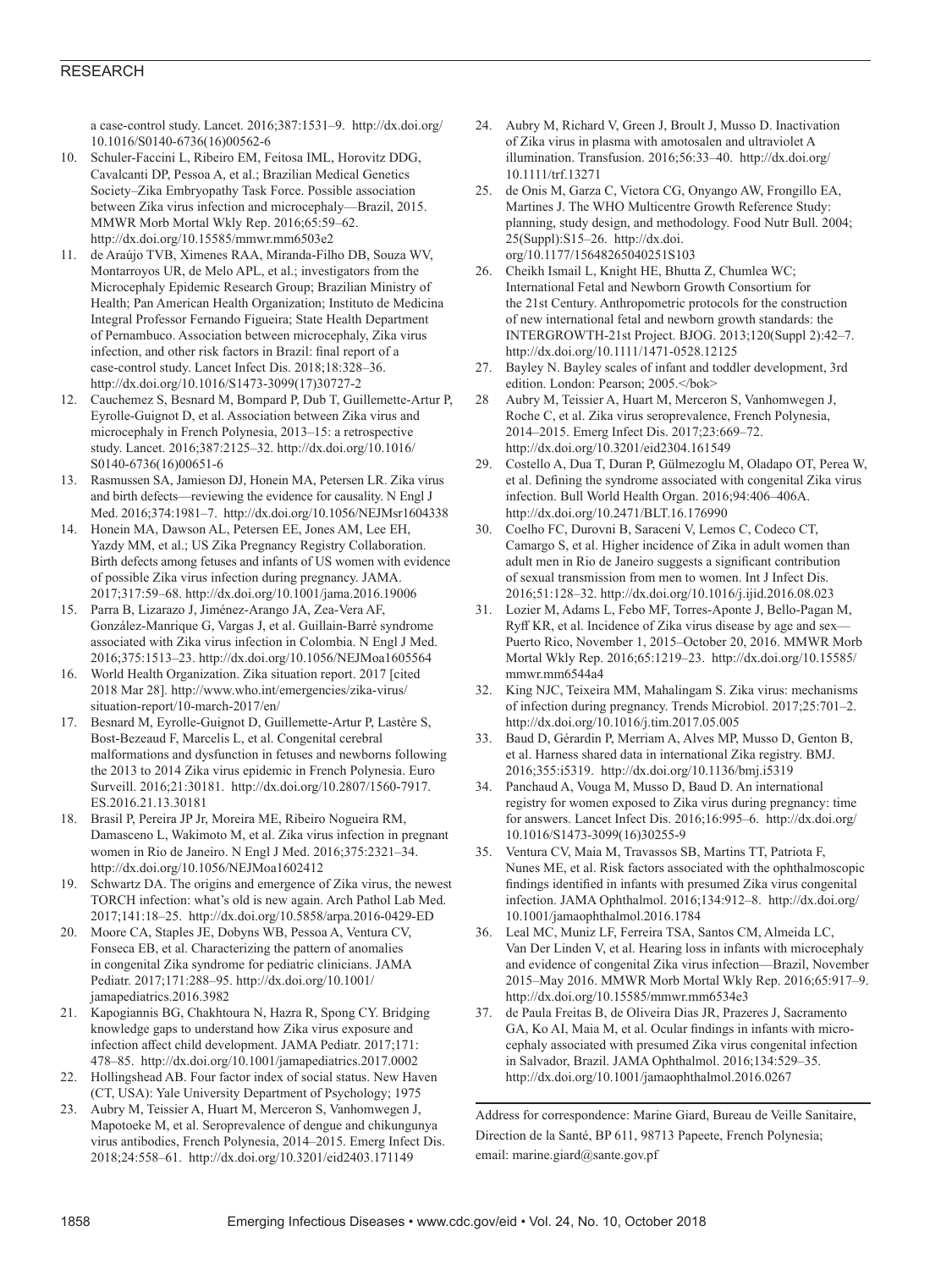a case-control study. Lancet. 2016;387:1531–9. http://dx.doi.org/10.1016/S0140-6736(16)00562-6

10. Schuler-Faccini L, Ribeiro EM, Feitosa IML, Horovitz DDG, Cavalcanti DP, Pessoa A, et al.; Brazilian Medical Genetics Society–Zika Embryopathy Task Force. Possible association between Zika virus infection and microcephaly—Brazil, 2015. MMWR Morb Mortal Wkly Rep. 2016;65:59–62. http://dx.doi.org/10.15585/mmwr.mm6503e2
11. de Araújo TVB, Ximenes RAA, Miranda-Filho DB, Souza WV, Montarroyos UR, de Melo APL, et al.; investigators from the Microcephaly Epidemic Research Group; Brazilian Ministry of Health; Pan American Health Organization; Instituto de Medicina Integral Professor Fernando Figueira; State Health Department of Pernambuco. Association between microcephaly, Zika virus infection, and other risk factors in Brazil: final report of a case-control study. Lancet Infect Dis. 2018;18:328–36. http://dx.doi.org/10.1016/S1473-3099(17)30727-2
12. Cauchemez S, Besnard M, Bompard P, Dub T, Guillemette-Artur P, Eyrolle-Guignot D, et al. Association between Zika virus and microcephaly in French Polynesia, 2013–15: a retrospective study. Lancet. 2016;387:2125–32. http://dx.doi.org/10.1016/S0140-6736(16)00651-6
13. Rasmussen SA, Jamieson DJ, Honein MA, Petersen LR. Zika virus and birth defects—reviewing the evidence for causality. N Engl J Med. 2016;374:1981–7. http://dx.doi.org/10.1056/NEJMsr1604338
14. Honein MA, Dawson AL, Petersen EE, Jones AM, Lee EH, Yazdy MM, et al.; US Zika Pregnancy Registry Collaboration. Birth defects among fetuses and infants of US women with evidence of possible Zika virus infection during pregnancy. JAMA. 2017;317:59–68. http://dx.doi.org/10.1001/jama.2016.19006
15. Parra B, Lizarazo J, Jiménez-Arango JA, Zea-Vera AF, González-Manrique G, Vargas J, et al. Guillain-Barré syndrome associated with Zika virus infection in Colombia. N Engl J Med. 2016;375:1513–23. http://dx.doi.org/10.1056/NEJMoa1605564
16. World Health Organization. Zika situation report. 2017 [cited 2018 Mar 28]. http://www.who.int/emergencies/zika-virus/situation-report/10-march-2017/en/
17. Besnard M, Eyrolle-Guignot D, Guillemette-Artur P, Lastère S, Bost-Bezeaud F, Marcelis L, et al. Congenital cerebral malformations and dysfunction in fetuses and newborns following the 2013 to 2014 Zika virus epidemic in French Polynesia. Euro Surveill. 2016;21:30181. http://dx.doi.org/10.2807/1560-7917.ES.2016.21.13.30181
18. Brasil P, Pereira JP Jr, Moreira ME, Ribeiro Nogueira RM, Damasceno L, Wakimoto M, et al. Zika virus infection in pregnant women in Rio de Janeiro. N Engl J Med. 2016;375:2321–34. http://dx.doi.org/10.1056/NEJMoa1602412
19. Schwartz DA. The origins and emergence of Zika virus, the newest TORCH infection: what's old is new again. Arch Pathol Lab Med. 2017;141:18–25. http://dx.doi.org/10.5858/arpa.2016-0429-ED
20. Moore CA, Staples JE, Dobyns WB, Pessoa A, Ventura CV, Fonseca EB, et al. Characterizing the pattern of anomalies in congenital Zika syndrome for pediatric clinicians. JAMA Pediatr. 2017;171:288–95. http://dx.doi.org/10.1001/jamapediatrics.2016.3982
21. Kapogiannis BG, Chakhtoura N, Hazra R, Spong CY. Bridging knowledge gaps to understand how Zika virus exposure and infection affect child development. JAMA Pediatr. 2017;171:478–85. http://dx.doi.org/10.1001/jamapediatrics.2017.0002
22. Hollingshead AB. Four factor index of social status. New Haven (CT, USA): Yale University Department of Psychology; 1975
23. Aubry M, Teissier A, Huart M, Merceron S, Vanhomwegen J, Mapotoeke M, et al. Seroprevalence of dengue and chikungunya virus antibodies, French Polynesia, 2014–2015. Emerg Infect Dis. 2018;24:558–61. http://dx.doi.org/10.3201/eid2403.171149
24. Aubry M, Richard V, Green J, Broult J, Musso D. Inactivation of Zika virus in plasma with amotosalen and ultraviolet A illumination. Transfusion. 2016;56:33–40. http://dx.doi.org/10.1111/trf.13271
25. de Onis M, Garza C, Victora CG, Onyango AW, Frongillo EA, Martines J. The WHO Multicentre Growth Reference Study: planning, study design, and methodology. Food Nutr Bull. 2004;25(Suppl):S15–26. http://dx.doi.org/10.1177/15648265040251S103
26. Cheikh Ismail L, Knight HE, Bhutta Z, Chumlea WC; International Fetal and Newborn Growth Consortium for the 21st Century. Anthropometric protocols for the construction of new international fetal and newborn growth standards: the INTERGROWTH-21st Project. BJOG. 2013;120(Suppl 2):42–7. http://dx.doi.org/10.1111/1471-0528.12125
27. Bayley N. Bayley scales of infant and toddler development, 3rd edition. London: Pearson; 2005.</bok>
28. Aubry M, Teissier A, Huart M, Merceron S, Vanhomwegen J, Roche C, et al. Zika virus seroprevalence, French Polynesia, 2014–2015. Emerg Infect Dis. 2017;23:669–72. http://dx.doi.org/10.3201/eid2304.161549
29. Costello A, Dua T, Duran P, Gülmezoglu M, Oladapo OT, Perea W, et al. Defining the syndrome associated with congenital Zika virus infection. Bull World Health Organ. 2016;94:406–406A. http://dx.doi.org/10.2471/BLT.16.176990
30. Coelho FC, Durovni B, Saraceni V, Lemos C, Codeco CT, Camargo S, et al. Higher incidence of Zika in adult women than adult men in Rio de Janeiro suggests a significant contribution of sexual transmission from men to women. Int J Infect Dis. 2016;51:128–32. http://dx.doi.org/10.1016/j.ijid.2016.08.023
31. Lozier M, Adams L, Febo MF, Torres-Aponte J, Bello-Pagan M, Ryff KR, et al. Incidence of Zika virus disease by age and sex—Puerto Rico, November 1, 2015–October 20, 2016. MMWR Morb Mortal Wkly Rep. 2016;65:1219–23. http://dx.doi.org/10.15585/mmwr.mm6544a4
32. King NJC, Teixeira MM, Mahalingam S. Zika virus: mechanisms of infection during pregnancy. Trends Microbiol. 2017;25:701–2. http://dx.doi.org/10.1016/j.tim.2017.05.005
33. Baud D, Gérardin P, Merriam A, Alves MP, Musso D, Genton B, et al. Harness shared data in international Zika registry. BMJ. 2016;355:i5319. http://dx.doi.org/10.1136/bmj.i5319
34. Panchaud A, Vouga M, Musso D, Baud D. An international registry for women exposed to Zika virus during pregnancy: time for answers. Lancet Infect Dis. 2016;16:995–6. http://dx.doi.org/10.1016/S1473-3099(16)30255-9
35. Ventura CV, Maia M, Travassos SB, Martins TT, Patriota F, Nunes ME, et al. Risk factors associated with the ophthalmoscopic findings identified in infants with presumed Zika virus congenital infection. JAMA Ophthalmol. 2016;134:912–8. http://dx.doi.org/10.1001/jamaophthalmol.2016.1784
36. Leal MC, Muniz LF, Ferreira TSA, Santos CM, Almeida LC, Van Der Linden V, et al. Hearing loss in infants with microcephaly and evidence of congenital Zika virus infection—Brazil, November 2015–May 2016. MMWR Morb Mortal Wkly Rep. 2016;65:917–9. http://dx.doi.org/10.15585/mmwr.mm6534e3
37. de Paula Freitas B, de Oliveira Dias JR, Prazeres J, Sacramento GA, Ko AI, Maia M, et al. Ocular findings in infants with microcephaly associated with presumed Zika virus congenital infection in Salvador, Brazil. JAMA Ophthalmol. 2016;134:529–35. http://dx.doi.org/10.1001/jamaophthalmol.2016.0267

Address for correspondence: Marine Giard, Bureau de Veille Sanitaire, Direction de la Santé, BP 611, 98713 Papeete, French Polynesia; email: marine.giard@sante.gov.pf